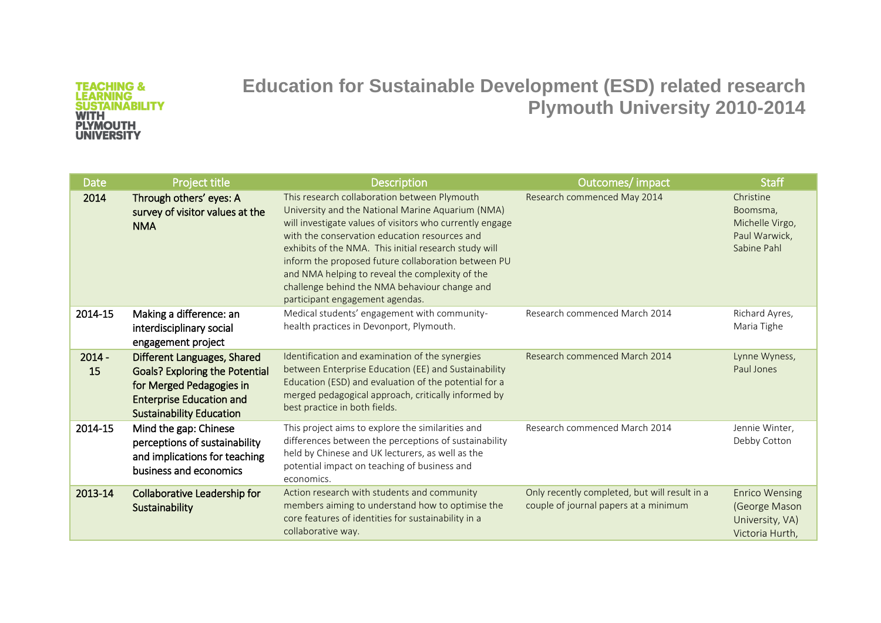TEACHING & LEARNING SUSTAINABILITY WITH PLYMOUTH UNIVERSITY

# Education for Sustainable Development (ESD) related research Plymouth University 2010-2014

| Date | Project title | Description | Outcomes/ impact | Staff |
|---|---|---|---|---|
| 2014 | **Through others' eyes: A survey of visitor values at the NMA** | This research collaboration between Plymouth University and the National Marine Aquarium (NMA) will investigate values of visitors who currently engage with the conservation education resources and exhibits of the NMA. This initial research study will inform the proposed future collaboration between PU and NMA helping to reveal the complexity of the challenge behind the NMA behaviour change and participant engagement agendas. | Research commenced May 2014 | Christine Boomsma, Michelle Virgo, Paul Warwick, Sabine Pahl |
| 2014-15 | **Making a difference: an interdisciplinary social engagement project** | Medical students' engagement with community-health practices in Devonport, Plymouth. | Research commenced March 2014 | Richard Ayres, Maria Tighe |
| 2014 - 15 | **Different Languages, Shared Goals? Exploring the Potential for Merged Pedagogies in Enterprise Education and Sustainability Education** | Identification and examination of the synergies between Enterprise Education (EE) and Sustainability Education (ESD) and evaluation of the potential for a merged pedagogical approach, critically informed by best practice in both fields. | Research commenced March 2014 | Lynne Wyness, Paul Jones |
| 2014-15 | **Mind the gap: Chinese perceptions of sustainability and implications for teaching business and economics** | This project aims to explore the similarities and differences between the perceptions of sustainability held by Chinese and UK lecturers, as well as the potential impact on teaching of business and economics. | Research commenced March 2014 | Jennie Winter, Debby Cotton |
| 2013-14 | **Collaborative Leadership for Sustainability** | Action research with students and community members aiming to understand how to optimise the core features of identities for sustainability in a collaborative way. | Only recently completed, but will result in a couple of journal papers at a minimum | Enrico Wensing (George Mason University, VA) Victoria Hurth, |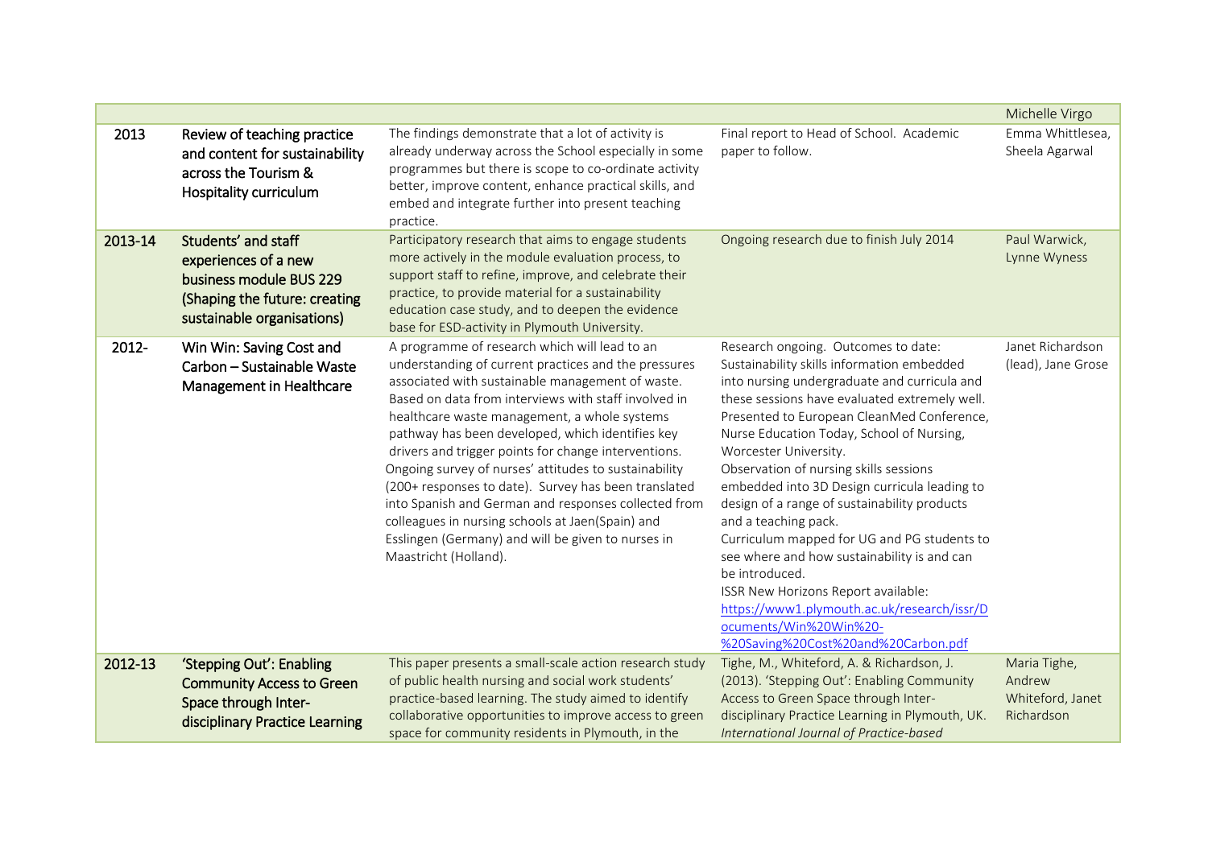| | | | | |
|---|---|---|---|---|
| | | | | Michelle Virgo |
| 2013 | **Review of teaching practice and content for sustainability across the Tourism & Hospitality curriculum** | The findings demonstrate that a lot of activity is already underway across the School especially in some programmes but there is scope to co-ordinate activity better, improve content, enhance practical skills, and embed and integrate further into present teaching practice. | Final report to Head of School. Academic paper to follow. | Emma Whittlesea, Sheela Agarwal |
| 2013-14 | **Students' and staff experiences of a new business module BUS 229 (Shaping the future: creating sustainable organisations)** | Participatory research that aims to engage students more actively in the module evaluation process, to support staff to refine, improve, and celebrate their practice, to provide material for a sustainability education case study, and to deepen the evidence base for ESD-activity in Plymouth University. | Ongoing research due to finish July 2014 | Paul Warwick, Lynne Wyness |
| 2012- | **Win Win: Saving Cost and Carbon – Sustainable Waste Management in Healthcare** | A programme of research which will lead to an understanding of current practices and the pressures associated with sustainable management of waste. Based on data from interviews with staff involved in healthcare waste management, a whole systems pathway has been developed, which identifies key drivers and trigger points for change interventions. Ongoing survey of nurses' attitudes to sustainability (200+ responses to date). Survey has been translated into Spanish and German and responses collected from colleagues in nursing schools at Jaen(Spain) and Esslingen (Germany) and will be given to nurses in Maastricht (Holland). | Research ongoing. Outcomes to date: Sustainability skills information embedded into nursing undergraduate and curricula and these sessions have evaluated extremely well. Presented to European CleanMed Conference, Nurse Education Today, School of Nursing, Worcester University. Observation of nursing skills sessions embedded into 3D Design curricula leading to design of a range of sustainability products and a teaching pack. Curriculum mapped for UG and PG students to see where and how sustainability is and can be introduced. ISSR New Horizons Report available: https://www1.plymouth.ac.uk/research/issr/Documents/Win%20Win%20-%20Saving%20Cost%20and%20Carbon.pdf | Janet Richardson (lead), Jane Grose |
| 2012-13 | **'Stepping Out': Enabling Community Access to Green Space through Inter-disciplinary Practice Learning** | This paper presents a small-scale action research study of public health nursing and social work students' practice-based learning. The study aimed to identify collaborative opportunities to improve access to green space for community residents in Plymouth, in the | Tighe, M., Whiteford, A. & Richardson, J. (2013). 'Stepping Out': Enabling Community Access to Green Space through Inter-disciplinary Practice Learning in Plymouth, UK. *International Journal of Practice-based* | Maria Tighe, Andrew Whiteford, Janet Richardson |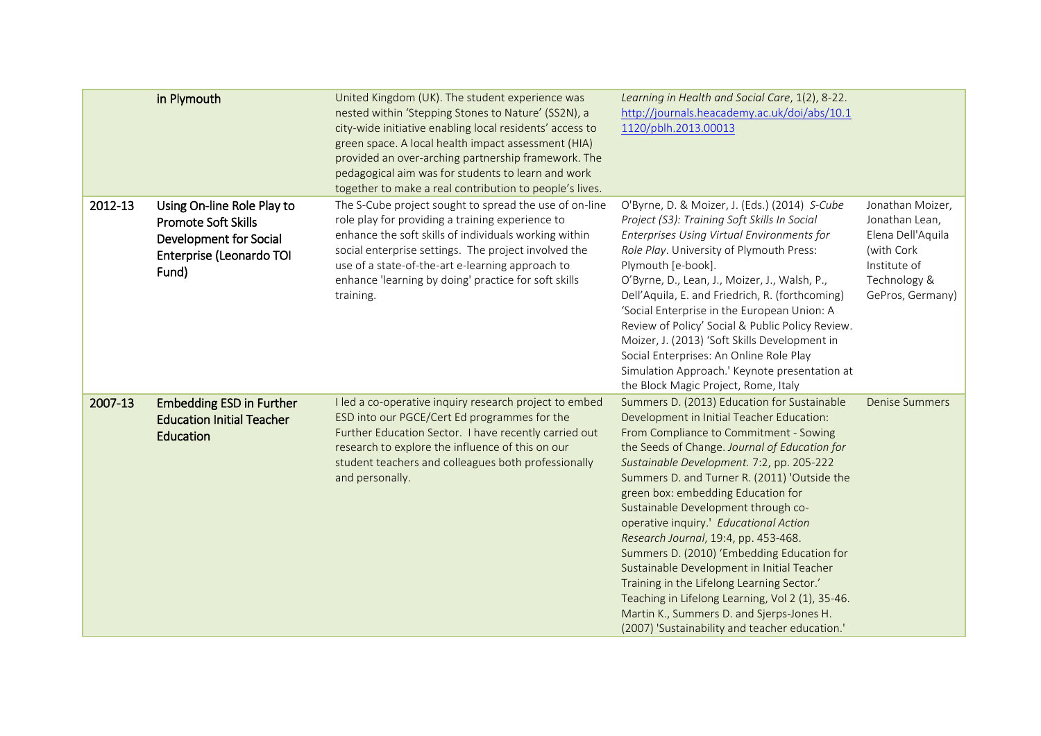| | | | | |
|---|---|---|---|---|
| | **in Plymouth** | United Kingdom (UK). The student experience was nested within 'Stepping Stones to Nature' (SS2N), a city-wide initiative enabling local residents' access to green space. A local health impact assessment (HIA) provided an over-arching partnership framework. The pedagogical aim was for students to learn and work together to make a real contribution to people's lives. | *Learning in Health and Social Care*, 1(2), 8-22. http://journals.heacademy.ac.uk/doi/abs/10.11120/pblh.2013.00013 | |
| 2012-13 | **Using On-line Role Play to Promote Soft Skills Development for Social Enterprise (Leonardo TOI Fund)** | The S-Cube project sought to spread the use of on-line role play for providing a training experience to enhance the soft skills of individuals working within social enterprise settings. The project involved the use of a state-of-the-art e-learning approach to enhance 'learning by doing' practice for soft skills training. | O'Byrne, D. & Moizer, J. (Eds.) (2014) *S-Cube Project (S3): Training Soft Skills In Social Enterprises Using Virtual Environments for Role Play*. University of Plymouth Press: Plymouth [e-book]. O'Byrne, D., Lean, J., Moizer, J., Walsh, P., Dell'Aquila, E. and Friedrich, R. (forthcoming) 'Social Enterprise in the European Union: A Review of Policy' Social & Public Policy Review. Moizer, J. (2013) 'Soft Skills Development in Social Enterprises: An Online Role Play Simulation Approach.' Keynote presentation at the Block Magic Project, Rome, Italy | Jonathan Moizer, Jonathan Lean, Elena Dell'Aquila (with Cork Institute of Technology & GePros, Germany) |
| 2007-13 | **Embedding ESD in Further Education Initial Teacher Education** | I led a co-operative inquiry research project to embed ESD into our PGCE/Cert Ed programmes for the Further Education Sector. I have recently carried out research to explore the influence of this on our student teachers and colleagues both professionally and personally. | Summers D. (2013) Education for Sustainable Development in Initial Teacher Education: From Compliance to Commitment - Sowing the Seeds of Change. *Journal of Education for Sustainable Development.* 7:2, pp. 205-222 Summers D. and Turner R. (2011) 'Outside the green box: embedding Education for Sustainable Development through co-operative inquiry.' *Educational Action Research Journal*, 19:4, pp. 453-468. Summers D. (2010) 'Embedding Education for Sustainable Development in Initial Teacher Training in the Lifelong Learning Sector.' Teaching in Lifelong Learning, Vol 2 (1), 35-46. Martin K., Summers D. and Sjerps-Jones H. (2007) 'Sustainability and teacher education.' | Denise Summers |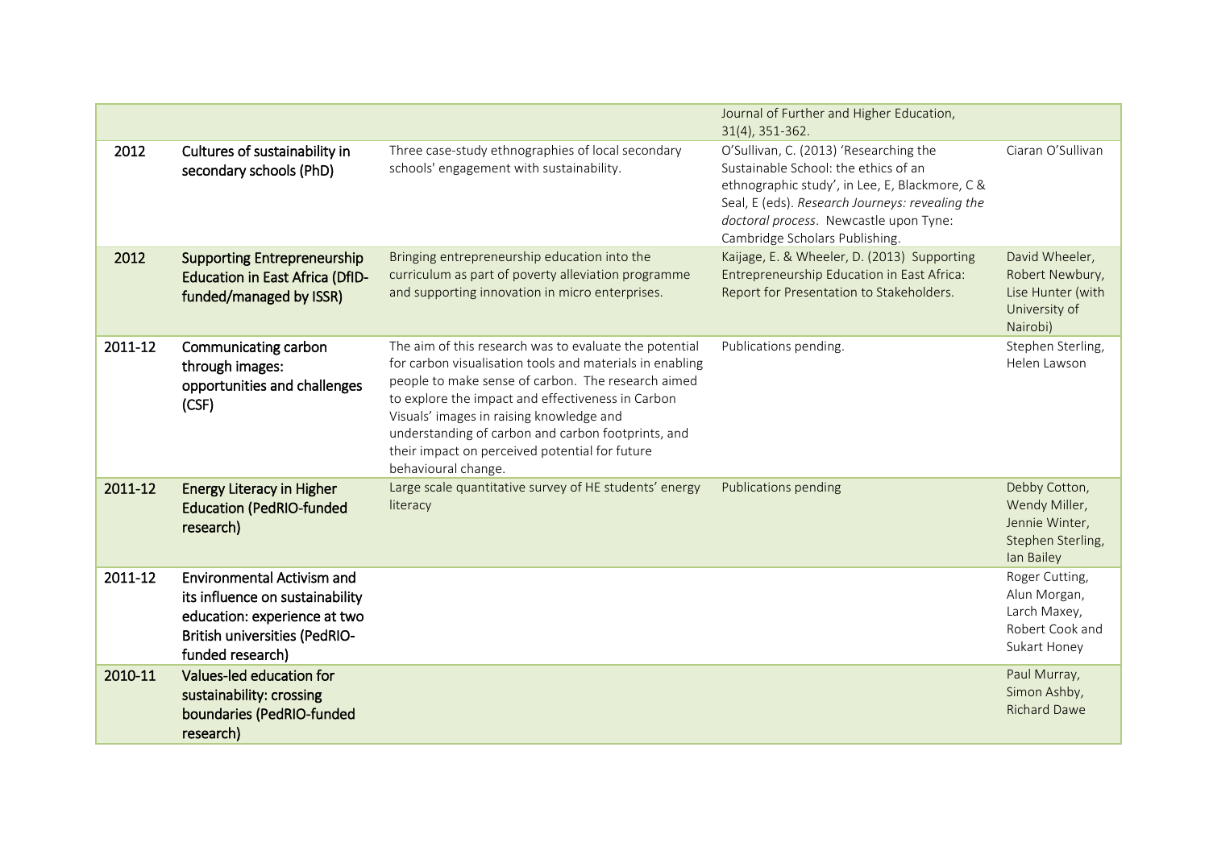| | | | | |
|---|---|---|---|---|
| | | | Journal of Further and Higher Education, 31(4), 351-362. | |
| 2012 | Cultures of sustainability in secondary schools (PhD) | Three case-study ethnographies of local secondary schools' engagement with sustainability. | O'Sullivan, C. (2013) 'Researching the Sustainable School: the ethics of an ethnographic study', in Lee, E, Blackmore, C & Seal, E (eds). *Research Journeys: revealing the doctoral process*. Newcastle upon Tyne: Cambridge Scholars Publishing. | Ciaran O'Sullivan |
| 2012 | Supporting Entrepreneurship Education in East Africa (DfID-funded/managed by ISSR) | Bringing entrepreneurship education into the curriculum as part of poverty alleviation programme and supporting innovation in micro enterprises. | Kaijage, E. & Wheeler, D. (2013) Supporting Entrepreneurship Education in East Africa: Report for Presentation to Stakeholders. | David Wheeler, Robert Newbury, Lise Hunter (with University of Nairobi) |
| 2011-12 | Communicating carbon through images: opportunities and challenges (CSF) | The aim of this research was to evaluate the potential for carbon visualisation tools and materials in enabling people to make sense of carbon. The research aimed to explore the impact and effectiveness in Carbon Visuals' images in raising knowledge and understanding of carbon and carbon footprints, and their impact on perceived potential for future behavioural change. | Publications pending. | Stephen Sterling, Helen Lawson |
| 2011-12 | Energy Literacy in Higher Education (PedRIO-funded research) | Large scale quantitative survey of HE students' energy literacy | Publications pending | Debby Cotton, Wendy Miller, Jennie Winter, Stephen Sterling, Ian Bailey |
| 2011-12 | Environmental Activism and its influence on sustainability education: experience at two British universities (PedRIO-funded research) | | | Roger Cutting, Alun Morgan, Larch Maxey, Robert Cook and Sukart Honey |
| 2010-11 | Values-led education for sustainability: crossing boundaries (PedRIO-funded research) | | | Paul Murray, Simon Ashby, Richard Dawe |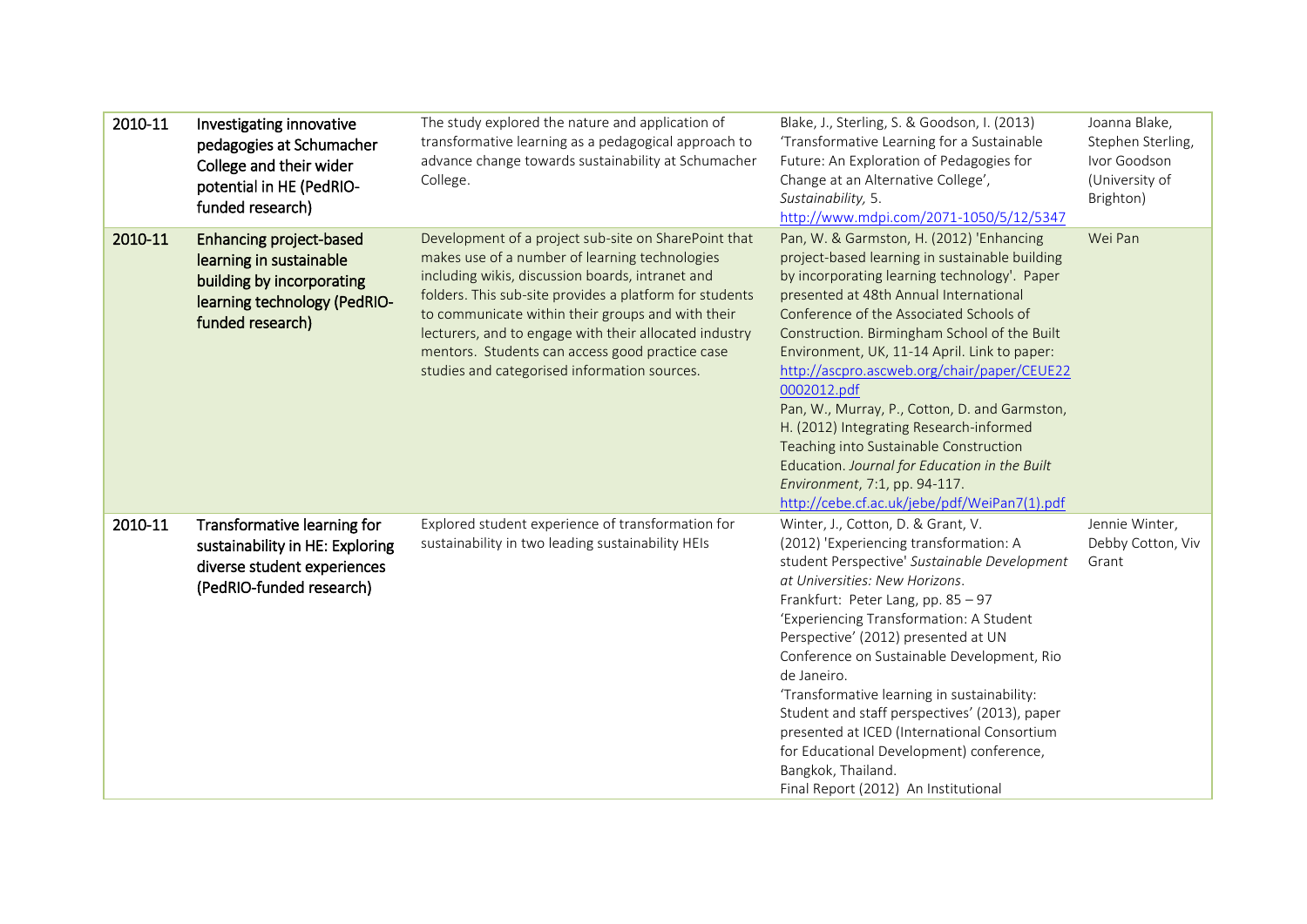| | | | | |
|---|---|---|---|---|
| 2010-11 | **Investigating innovative pedagogies at Schumacher College and their wider potential in HE (PedRIO-funded research)** | The study explored the nature and application of transformative learning as a pedagogical approach to advance change towards sustainability at Schumacher College. | Blake, J., Sterling, S. & Goodson, I. (2013) 'Transformative Learning for a Sustainable Future: An Exploration of Pedagogies for Change at an Alternative College', *Sustainability,* 5. http://www.mdpi.com/2071-1050/5/12/5347 | Joanna Blake, Stephen Sterling, Ivor Goodson (University of Brighton) |
| 2010-11 | **Enhancing project-based learning in sustainable building by incorporating learning technology (PedRIO-funded research)** | Development of a project sub-site on SharePoint that makes use of a number of learning technologies including wikis, discussion boards, intranet and folders. This sub-site provides a platform for students to communicate within their groups and with their lecturers, and to engage with their allocated industry mentors. Students can access good practice case studies and categorised information sources. | Pan, W. & Garmston, H. (2012) 'Enhancing project-based learning in sustainable building by incorporating learning technology'. Paper presented at 48th Annual International Conference of the Associated Schools of Construction. Birmingham School of the Built Environment, UK, 11-14 April. Link to paper: http://ascpro.ascweb.org/chair/paper/CEUE220002012.pdf<br>Pan, W., Murray, P., Cotton, D. and Garmston, H. (2012) Integrating Research-informed Teaching into Sustainable Construction Education. *Journal for Education in the Built Environment*, 7:1, pp. 94-117. http://cebe.cf.ac.uk/jebe/pdf/WeiPan7(1).pdf | Wei Pan |
| 2010-11 | **Transformative learning for sustainability in HE: Exploring diverse student experiences (PedRIO-funded research)** | Explored student experience of transformation for sustainability in two leading sustainability HEIs | Winter, J., Cotton, D. & Grant, V. (2012) 'Experiencing transformation: A student Perspective' *Sustainable Development at Universities: New Horizons*. Frankfurt: Peter Lang, pp. 85 – 97<br>'Experiencing Transformation: A Student Perspective' (2012) presented at UN Conference on Sustainable Development, Rio de Janeiro.<br>'Transformative learning in sustainability: Student and staff perspectives' (2013), paper presented at ICED (International Consortium for Educational Development) conference, Bangkok, Thailand.<br>Final Report (2012) An Institutional | Jennie Winter, Debby Cotton, Viv Grant |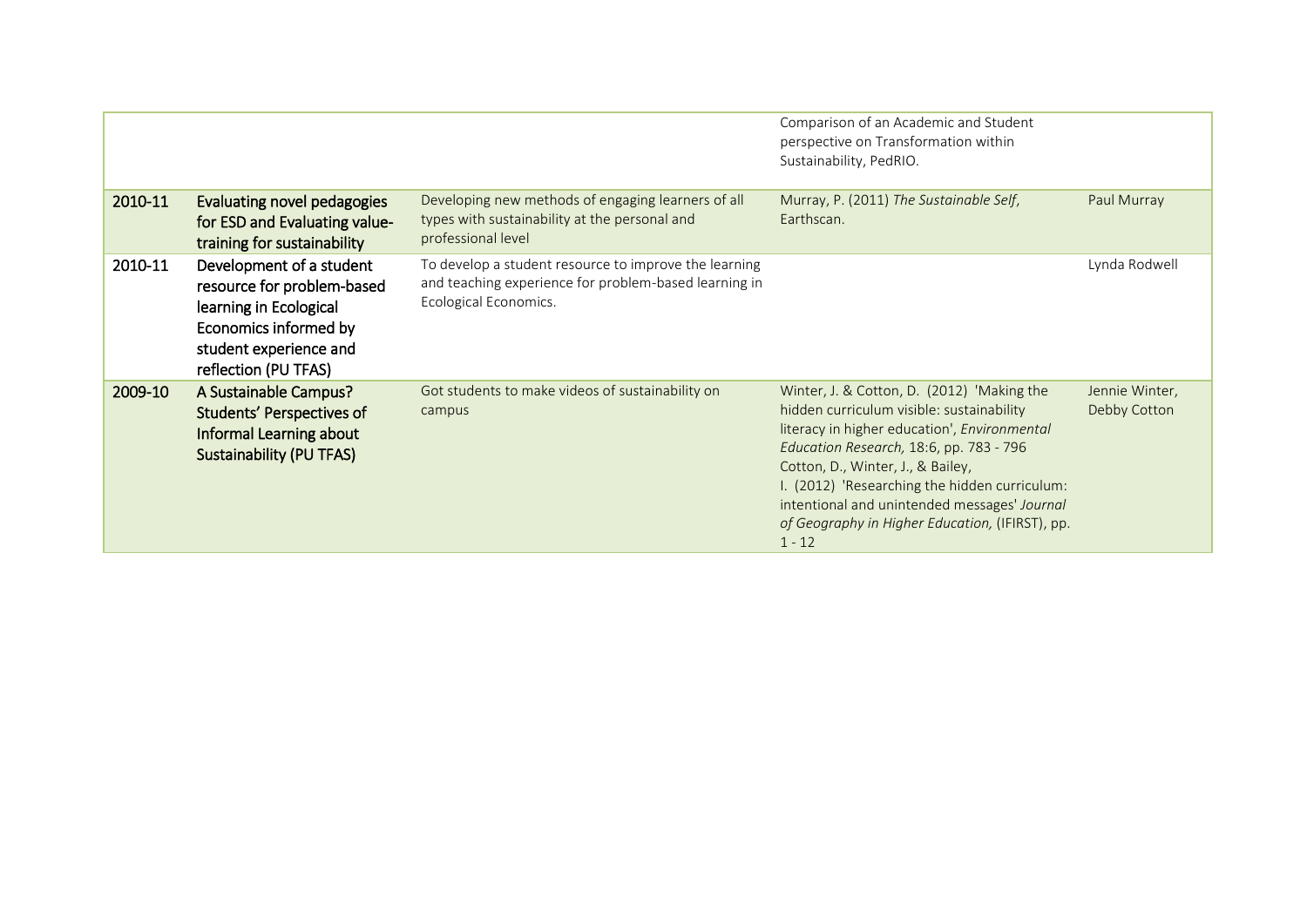| | | | | |
|---|---|---|---|---|
| | | | Comparison of an Academic and Student perspective on Transformation within Sustainability, PedRIO. | |
| 2010-11 | **Evaluating novel pedagogies for ESD and Evaluating value-training for sustainability** | Developing new methods of engaging learners of all types with sustainability at the personal and professional level | Murray, P. (2011) *The Sustainable Self*, Earthscan. | Paul Murray |
| 2010-11 | **Development of a student resource for problem-based learning in Ecological Economics informed by student experience and reflection (PU TFAS)** | To develop a student resource to improve the learning and teaching experience for problem-based learning in Ecological Economics. | | Lynda Rodwell |
| 2009-10 | **A Sustainable Campus? Students' Perspectives of Informal Learning about Sustainability (PU TFAS)** | Got students to make videos of sustainability on campus | Winter, J. & Cotton, D. (2012) 'Making the hidden curriculum visible: sustainability literacy in higher education', *Environmental Education Research,* 18:6, pp. 783 - 796 Cotton, D., Winter, J., & Bailey, I. (2012) 'Researching the hidden curriculum: intentional and unintended messages' *Journal of Geography in Higher Education,* (IFIRST), pp. 1 - 12 | Jennie Winter, Debby Cotton |